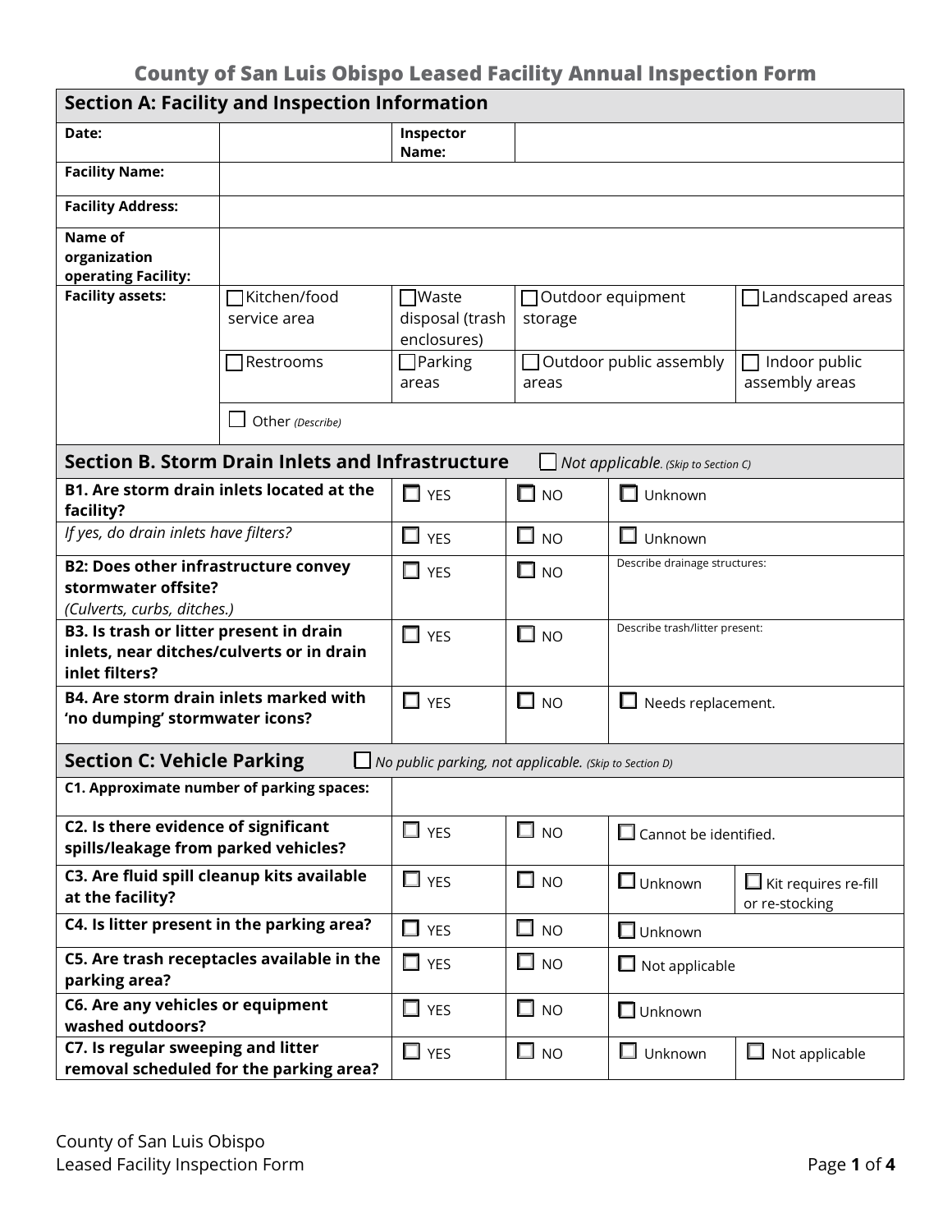# County of San Luis Obispo Leased Facility Annual Inspection Form

| Section A: Facility and Inspection Information | | | | |
|---|---|---|---|---|
| **Date:** | | **Inspector Name:** | | |
| **Facility Name:** | | | | |
| **Facility Address:** | | | | |
| **Name of organization operating Facility:** | | | | |
| **Facility assets:** | ☐ Kitchen/food service area | ☐ Waste disposal (trash enclosures) | ☐ Outdoor equipment storage | ☐ Landscaped areas |
| | ☐ Restrooms | ☐ Parking areas | ☐ Outdoor public assembly areas | ☐ Indoor public assembly areas |
| | ☐ Other *(Describe)* | | | |

| Section B. Storm Drain Inlets and Infrastructure ☐ *Not applicable. (Skip to Section C)* | | | |
|---|---|---|---|
| **B1. Are storm drain inlets located at the facility?** | ☐ YES | ☐ NO | ☐ Unknown |
| *If yes, do drain inlets have filters?* | ☐ YES | ☐ NO | ☐ Unknown |
| **B2: Does other infrastructure convey stormwater offsite?** *(Culverts, curbs, ditches.)* | ☐ YES | ☐ NO | Describe drainage structures: |
| **B3. Is trash or litter present in drain inlets, near ditches/culverts or in drain inlet filters?** | ☐ YES | ☐ NO | Describe trash/litter present: |
| **B4. Are storm drain inlets marked with 'no dumping' stormwater icons?** | ☐ YES | ☐ NO | ☐ Needs replacement. |

| Section C: Vehicle Parking ☐ *No public parking, not applicable. (Skip to Section D)* | | | | |
|---|---|---|---|---|
| **C1. Approximate number of parking spaces:** | | | | |
| **C2. Is there evidence of significant spills/leakage from parked vehicles?** | ☐ YES | ☐ NO | ☐ Cannot be identified. | |
| **C3. Are fluid spill cleanup kits available at the facility?** | ☐ YES | ☐ NO | ☐ Unknown | ☐ Kit requires re-fill or re-stocking |
| **C4. Is litter present in the parking area?** | ☐ YES | ☐ NO | ☐ Unknown | |
| **C5. Are trash receptacles available in the parking area?** | ☐ YES | ☐ NO | ☐ Not applicable | |
| **C6. Are any vehicles or equipment washed outdoors?** | ☐ YES | ☐ NO | ☐ Unknown | |
| **C7. Is regular sweeping and litter removal scheduled for the parking area?** | ☐ YES | ☐ NO | ☐ Unknown | ☐ Not applicable |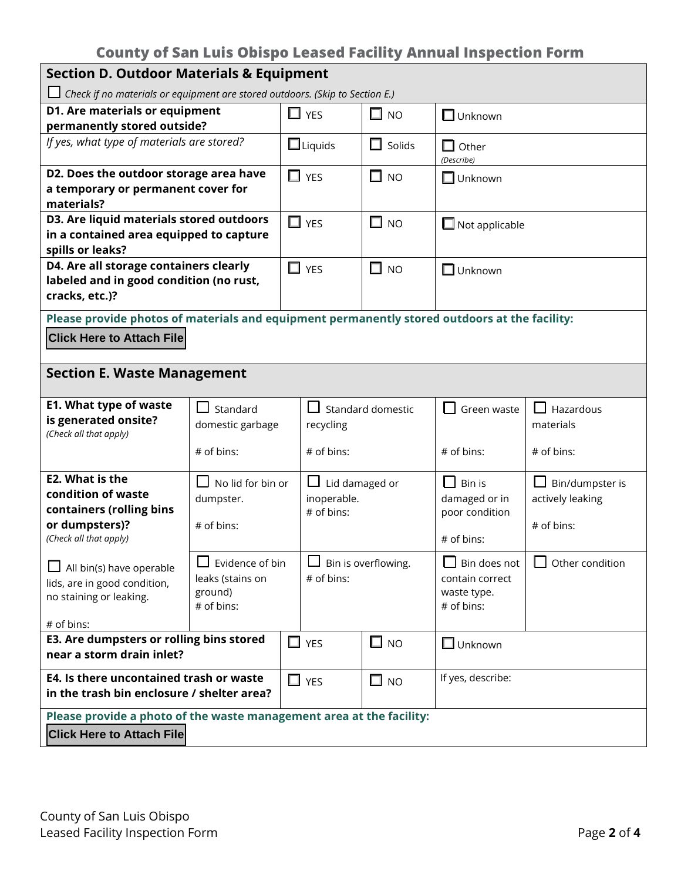## County of San Luis Obispo Leased Facility Annual Inspection Form

### Section D. Outdoor Materials & Equipment

☐ *Check if no materials or equipment are stored outdoors. (Skip to Section E.)*

| Question | | | |
|---|---|---|---|
| **D1. Are materials or equipment permanently stored outside?** | ☐ YES | ☐ NO | ☐ Unknown |
| *If yes, what type of materials are stored?* | ☐ Liquids | ☐ Solids | ☐ Other *(Describe)* |
| **D2. Does the outdoor storage area have a temporary or permanent cover for materials?** | ☐ YES | ☐ NO | ☐ Unknown |
| **D3. Are liquid materials stored outdoors in a contained area equipped to capture spills or leaks?** | ☐ YES | ☐ NO | ☐ Not applicable |
| **D4. Are all storage containers clearly labeled and in good condition (no rust, cracks, etc.)?** | ☐ YES | ☐ NO | ☐ Unknown |

**Please provide photos of materials and equipment permanently stored outdoors at the facility:**

**Click Here to Attach File**

### Section E. Waste Management

| Question | | | | |
|---|---|---|---|---|
| **E1. What type of waste is generated onsite?** *(Check all that apply)* | ☐ Standard domestic garbage<br><br># of bins: | ☐ Standard domestic recycling<br><br># of bins: | ☐ Green waste<br><br># of bins: | ☐ Hazardous materials<br><br># of bins: |
| **E2. What is the condition of waste containers (rolling bins or dumpsters)?** *(Check all that apply)* | ☐ No lid for bin or dumpster.<br><br># of bins: | ☐ Lid damaged or inoperable.<br># of bins: | ☐ Bin is damaged or in poor condition<br><br># of bins: | ☐ Bin/dumpster is actively leaking<br><br># of bins: |
| ☐ All bin(s) have operable lids, are in good condition, no staining or leaking.<br><br># of bins: | ☐ Evidence of bin leaks (stains on ground)<br># of bins: | ☐ Bin is overflowing.<br># of bins: | ☐ Bin does not contain correct waste type.<br># of bins: | ☐ Other condition |

| Question | | | |
|---|---|---|---|
| **E3. Are dumpsters or rolling bins stored near a storm drain inlet?** | ☐ YES | ☐ NO | ☐ Unknown |
| **E4. Is there uncontained trash or waste in the trash bin enclosure / shelter area?** | ☐ YES | ☐ NO | If yes, describe: |

**Please provide a photo of the waste management area at the facility:**

**Click Here to Attach File**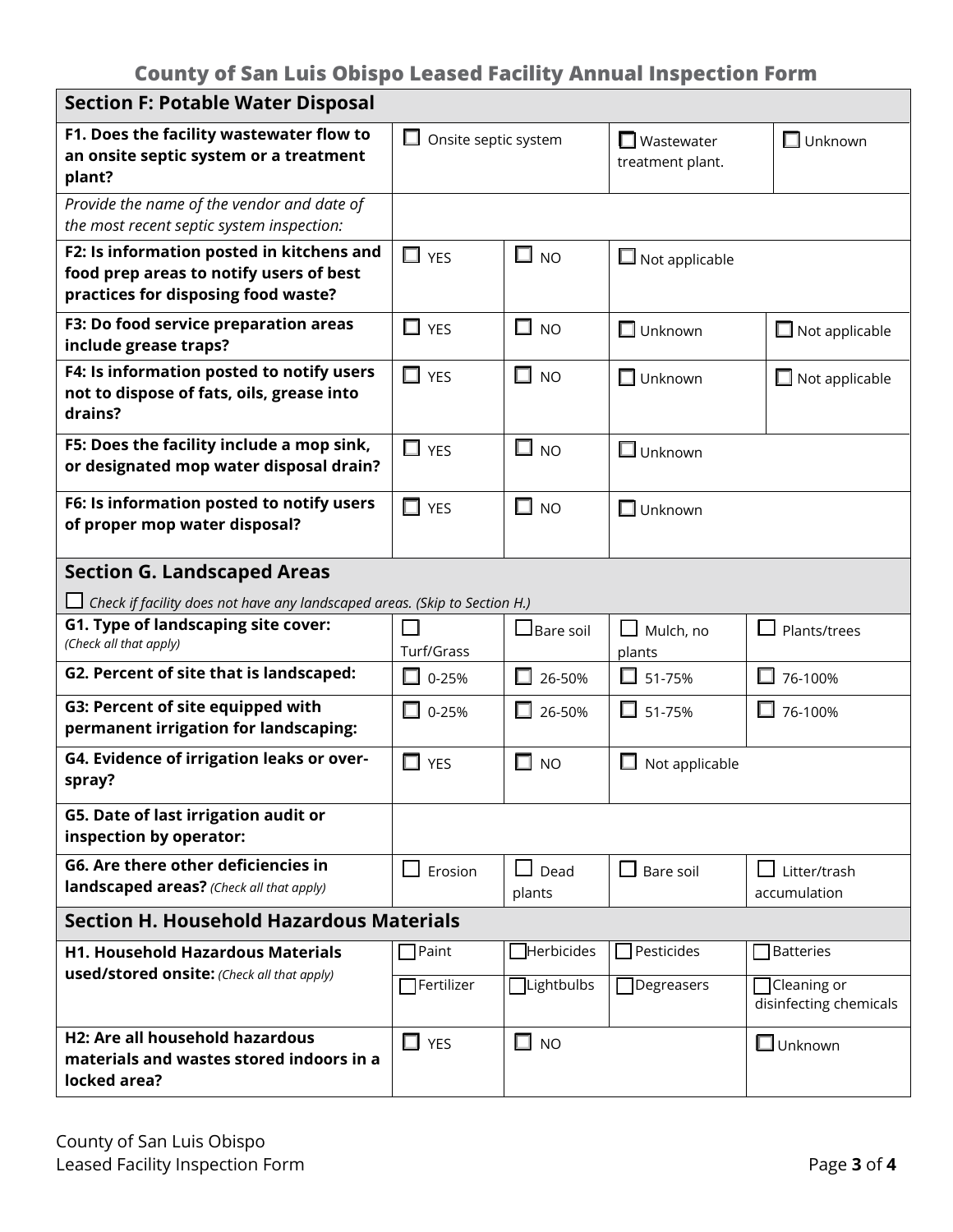## County of San Luis Obispo Leased Facility Annual Inspection Form

| Section F: Potable Water Disposal | | | | |
|---|---|---|---|---|
| **F1. Does the facility wastewater flow to an onsite septic system or a treatment plant?** | ☐ Onsite septic system | | ☐ Wastewater treatment plant. | ☐ Unknown |
| *Provide the name of the vendor and date of the most recent septic system inspection:* | | | | |
| **F2: Is information posted in kitchens and food prep areas to notify users of best practices for disposing food waste?** | ☐ YES | ☐ NO | ☐ Not applicable | |
| **F3: Do food service preparation areas include grease traps?** | ☐ YES | ☐ NO | ☐ Unknown | ☐ Not applicable |
| **F4: Is information posted to notify users not to dispose of fats, oils, grease into drains?** | ☐ YES | ☐ NO | ☐ Unknown | ☐ Not applicable |
| **F5: Does the facility include a mop sink, or designated mop water disposal drain?** | ☐ YES | ☐ NO | ☐ Unknown | |
| **F6: Is information posted to notify users of proper mop water disposal?** | ☐ YES | ☐ NO | ☐ Unknown | |

### Section G. Landscaped Areas

☐ *Check if facility does not have any landscaped areas. (Skip to Section H.)*

| | | | | |
|---|---|---|---|---|
| **G1. Type of landscaping site cover:** *(Check all that apply)* | ☐ Turf/Grass | ☐ Bare soil | ☐ Mulch, no plants | ☐ Plants/trees |
| **G2. Percent of site that is landscaped:** | ☐ 0-25% | ☐ 26-50% | ☐ 51-75% | ☐ 76-100% |
| **G3: Percent of site equipped with permanent irrigation for landscaping:** | ☐ 0-25% | ☐ 26-50% | ☐ 51-75% | ☐ 76-100% |
| **G4. Evidence of irrigation leaks or over-spray?** | ☐ YES | ☐ NO | ☐ Not applicable | |
| **G5. Date of last irrigation audit or inspection by operator:** | | | | |
| **G6. Are there other deficiencies in landscaped areas?** *(Check all that apply)* | ☐ Erosion | ☐ Dead plants | ☐ Bare soil | ☐ Litter/trash accumulation |

| Section H. Household Hazardous Materials | | | | |
|---|---|---|---|---|
| **H1. Household Hazardous Materials used/stored onsite:** *(Check all that apply)* | ☐ Paint | ☐ Herbicides | ☐ Pesticides | ☐ Batteries |
| | ☐ Fertilizer | ☐ Lightbulbs | ☐ Degreasers | ☐ Cleaning or disinfecting chemicals |
| **H2: Are all household hazardous materials and wastes stored indoors in a locked area?** | ☐ YES | ☐ NO | | ☐ Unknown |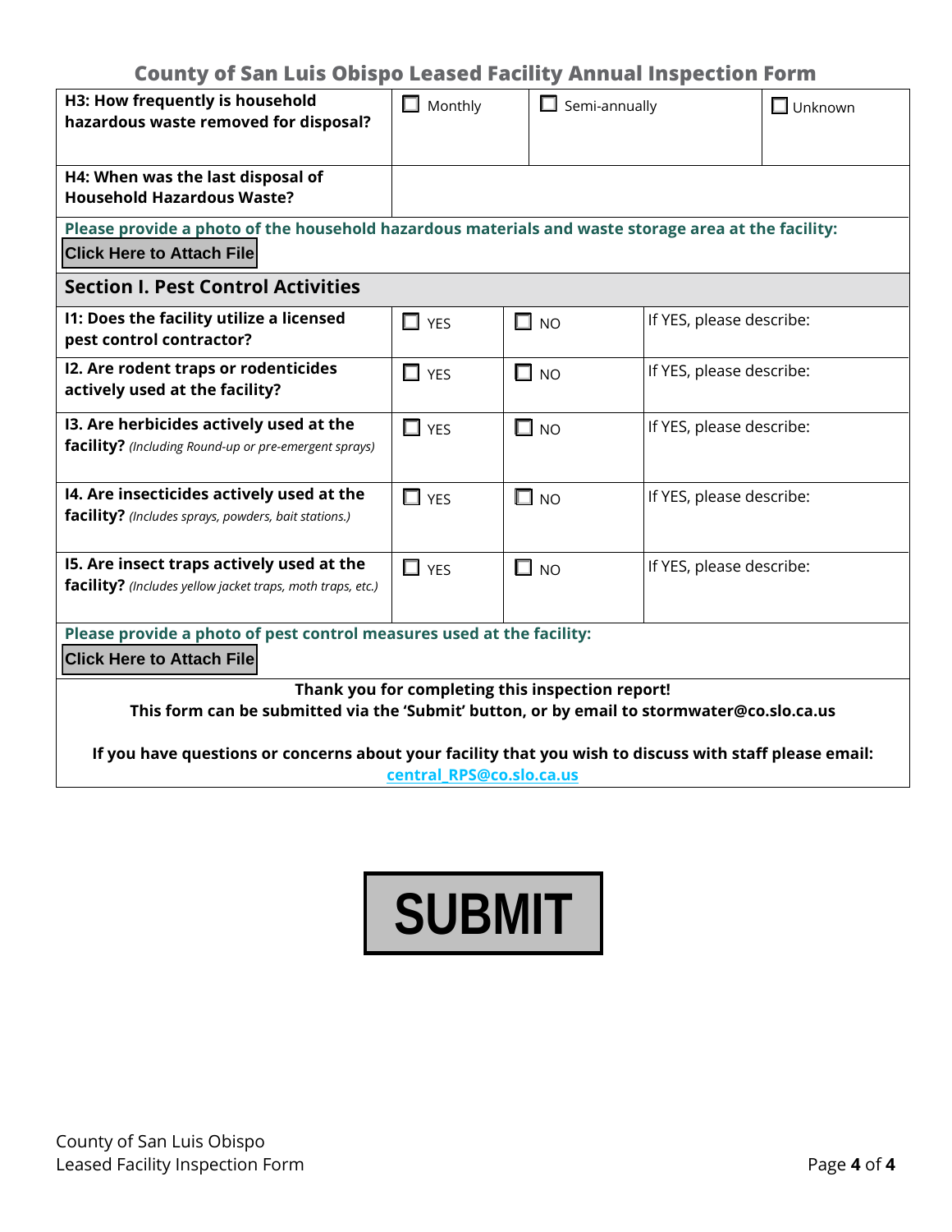# County of San Luis Obispo Leased Facility Annual Inspection Form

| | | | |
|---|---|---|---|
| **H3: How frequently is household hazardous waste removed for disposal?** | ☐ Monthly | ☐ Semi-annually | ☐ Unknown |
| **H4: When was the last disposal of Household Hazardous Waste?** | | | |

**Please provide a photo of the household hazardous materials and waste storage area at the facility:**

Click Here to Attach File

## Section I. Pest Control Activities

| | | | |
|---|---|---|---|
| **I1: Does the facility utilize a licensed pest control contractor?** | ☐ YES | ☐ NO | If YES, please describe: |
| **I2. Are rodent traps or rodenticides actively used at the facility?** | ☐ YES | ☐ NO | If YES, please describe: |
| **I3. Are herbicides actively used at the facility?** *(Including Round-up or pre-emergent sprays)* | ☐ YES | ☐ NO | If YES, please describe: |
| **I4. Are insecticides actively used at the facility?** *(Includes sprays, powders, bait stations.)* | ☐ YES | ☐ NO | If YES, please describe: |
| **I5. Are insect traps actively used at the facility?** *(Includes yellow jacket traps, moth traps, etc.)* | ☐ YES | ☐ NO | If YES, please describe: |

**Please provide a photo of pest control measures used at the facility:**

Click Here to Attach File

**Thank you for completing this inspection report!**
**This form can be submitted via the 'Submit' button, or by email to stormwater@co.slo.ca.us**

**If you have questions or concerns about your facility that you wish to discuss with staff please email: central_RPS@co.slo.ca.us**

SUBMIT